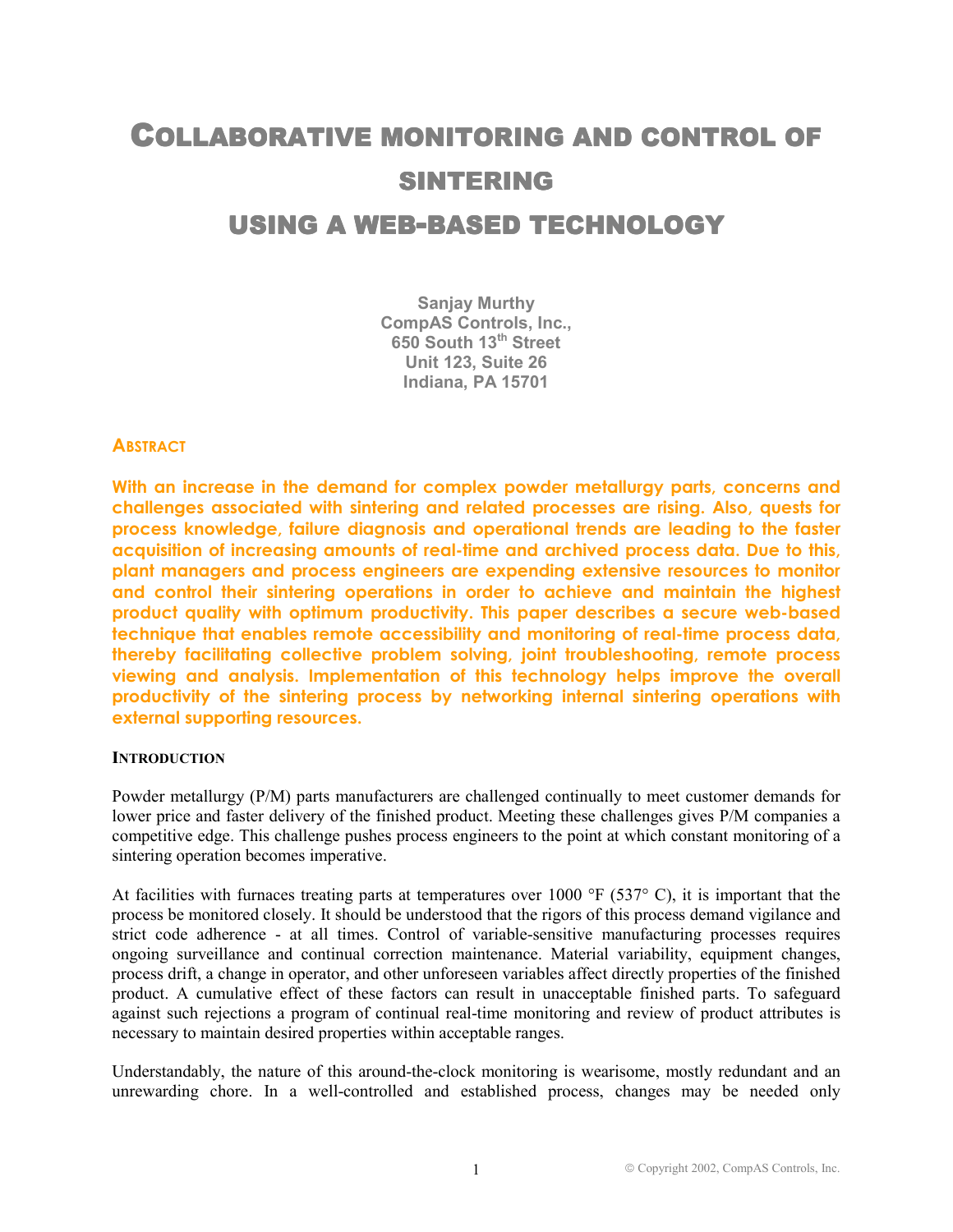# COLLABORATIVE MONITORING AND CONTROL OF SINTERING USING A WEB-BASED TECHNOLOGY

**Sanjay Murthy**
**CompAS Controls, Inc.,**
**650 South 13th Street**
**Unit 123, Suite 26**
**Indiana, PA 15701**

## ABSTRACT

**With an increase in the demand for complex powder metallurgy parts, concerns and challenges associated with sintering and related processes are rising. Also, quests for process knowledge, failure diagnosis and operational trends are leading to the faster acquisition of increasing amounts of real-time and archived process data. Due to this, plant managers and process engineers are expending extensive resources to monitor and control their sintering operations in order to achieve and maintain the highest product quality with optimum productivity. This paper describes a secure web-based technique that enables remote accessibility and monitoring of real-time process data, thereby facilitating collective problem solving, joint troubleshooting, remote process viewing and analysis. Implementation of this technology helps improve the overall productivity of the sintering process by networking internal sintering operations with external supporting resources.**

## INTRODUCTION

Powder metallurgy (P/M) parts manufacturers are challenged continually to meet customer demands for lower price and faster delivery of the finished product. Meeting these challenges gives P/M companies a competitive edge. This challenge pushes process engineers to the point at which constant monitoring of a sintering operation becomes imperative.

At facilities with furnaces treating parts at temperatures over 1000 °F (537° C), it is important that the process be monitored closely. It should be understood that the rigors of this process demand vigilance and strict code adherence - at all times. Control of variable-sensitive manufacturing processes requires ongoing surveillance and continual correction maintenance. Material variability, equipment changes, process drift, a change in operator, and other unforeseen variables affect directly properties of the finished product. A cumulative effect of these factors can result in unacceptable finished parts. To safeguard against such rejections a program of continual real-time monitoring and review of product attributes is necessary to maintain desired properties within acceptable ranges.

Understandably, the nature of this around-the-clock monitoring is wearisome, mostly redundant and an unrewarding chore. In a well-controlled and established process, changes may be needed only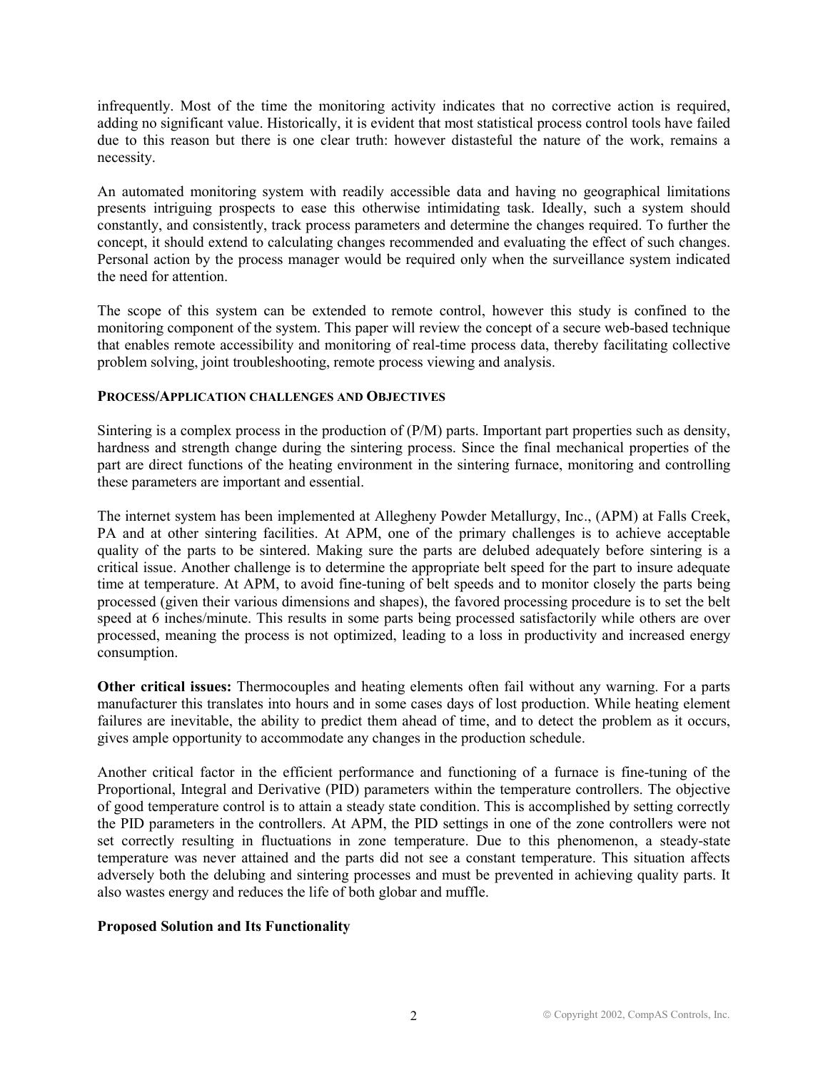infrequently. Most of the time the monitoring activity indicates that no corrective action is required, adding no significant value. Historically, it is evident that most statistical process control tools have failed due to this reason but there is one clear truth: however distasteful the nature of the work, remains a necessity.

An automated monitoring system with readily accessible data and having no geographical limitations presents intriguing prospects to ease this otherwise intimidating task. Ideally, such a system should constantly, and consistently, track process parameters and determine the changes required. To further the concept, it should extend to calculating changes recommended and evaluating the effect of such changes. Personal action by the process manager would be required only when the surveillance system indicated the need for attention.

The scope of this system can be extended to remote control, however this study is confined to the monitoring component of the system. This paper will review the concept of a secure web-based technique that enables remote accessibility and monitoring of real-time process data, thereby facilitating collective problem solving, joint troubleshooting, remote process viewing and analysis.

**PROCESS/APPLICATION CHALLENGES AND OBJECTIVES**

Sintering is a complex process in the production of (P/M) parts. Important part properties such as density, hardness and strength change during the sintering process. Since the final mechanical properties of the part are direct functions of the heating environment in the sintering furnace, monitoring and controlling these parameters are important and essential.

The internet system has been implemented at Allegheny Powder Metallurgy, Inc., (APM) at Falls Creek, PA and at other sintering facilities. At APM, one of the primary challenges is to achieve acceptable quality of the parts to be sintered. Making sure the parts are delubed adequately before sintering is a critical issue. Another challenge is to determine the appropriate belt speed for the part to insure adequate time at temperature. At APM, to avoid fine-tuning of belt speeds and to monitor closely the parts being processed (given their various dimensions and shapes), the favored processing procedure is to set the belt speed at 6 inches/minute. This results in some parts being processed satisfactorily while others are over processed, meaning the process is not optimized, leading to a loss in productivity and increased energy consumption.

**Other critical issues:** Thermocouples and heating elements often fail without any warning. For a parts manufacturer this translates into hours and in some cases days of lost production. While heating element failures are inevitable, the ability to predict them ahead of time, and to detect the problem as it occurs, gives ample opportunity to accommodate any changes in the production schedule.

Another critical factor in the efficient performance and functioning of a furnace is fine-tuning of the Proportional, Integral and Derivative (PID) parameters within the temperature controllers. The objective of good temperature control is to attain a steady state condition. This is accomplished by setting correctly the PID parameters in the controllers. At APM, the PID settings in one of the zone controllers were not set correctly resulting in fluctuations in zone temperature. Due to this phenomenon, a steady-state temperature was never attained and the parts did not see a constant temperature. This situation affects adversely both the delubing and sintering processes and must be prevented in achieving quality parts. It also wastes energy and reduces the life of both globar and muffle.

**Proposed Solution and Its Functionality**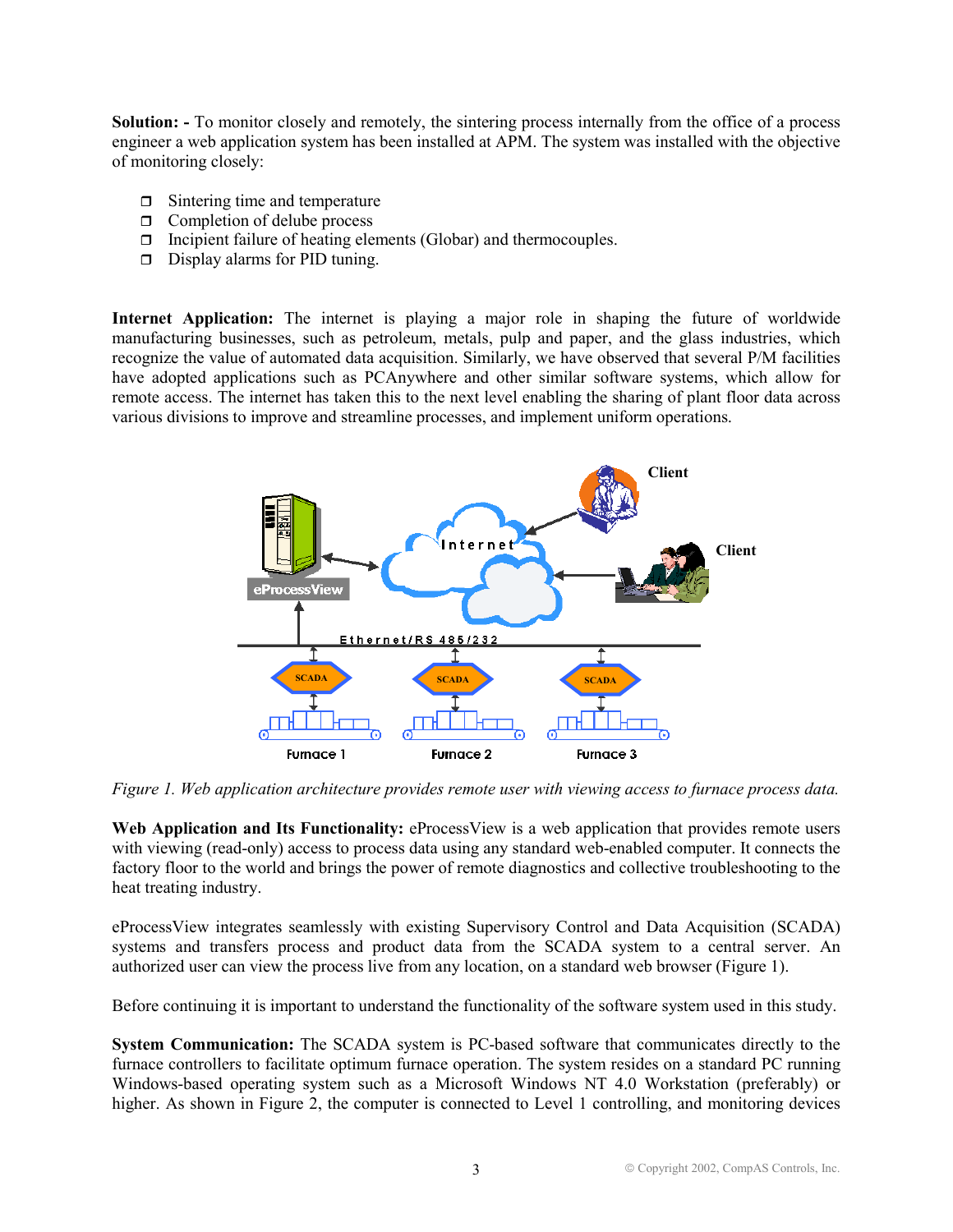**Solution: -** To monitor closely and remotely, the sintering process internally from the office of a process engineer a web application system has been installed at APM. The system was installed with the objective of monitoring closely:

- Sintering time and temperature
- Completion of delube process
- Incipient failure of heating elements (Globar) and thermocouples.
- Display alarms for PID tuning.

**Internet Application:** The internet is playing a major role in shaping the future of worldwide manufacturing businesses, such as petroleum, metals, pulp and paper, and the glass industries, which recognize the value of automated data acquisition. Similarly, we have observed that several P/M facilities have adopted applications such as PCAnywhere and other similar software systems, which allow for remote access. The internet has taken this to the next level enabling the sharing of plant floor data across various divisions to improve and streamline processes, and implement uniform operations.

*Figure 1. Web application architecture provides remote user with viewing access to furnace process data.*

**Web Application and Its Functionality:** eProcessView is a web application that provides remote users with viewing (read-only) access to process data using any standard web-enabled computer. It connects the factory floor to the world and brings the power of remote diagnostics and collective troubleshooting to the heat treating industry.

eProcessView integrates seamlessly with existing Supervisory Control and Data Acquisition (SCADA) systems and transfers process and product data from the SCADA system to a central server. An authorized user can view the process live from any location, on a standard web browser (Figure 1).

Before continuing it is important to understand the functionality of the software system used in this study.

**System Communication:** The SCADA system is PC-based software that communicates directly to the furnace controllers to facilitate optimum furnace operation. The system resides on a standard PC running Windows-based operating system such as a Microsoft Windows NT 4.0 Workstation (preferably) or higher. As shown in Figure 2, the computer is connected to Level 1 controlling, and monitoring devices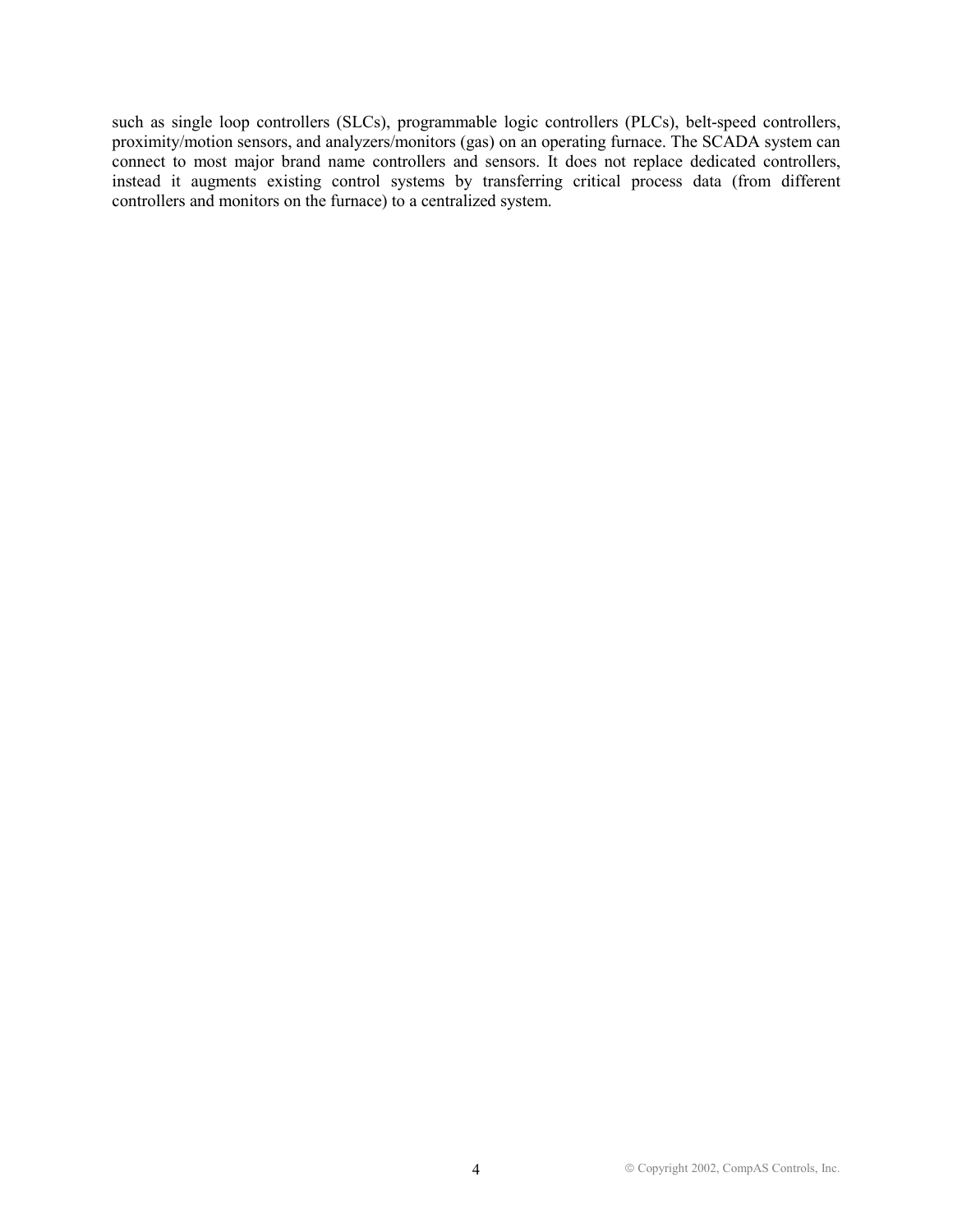such as single loop controllers (SLCs), programmable logic controllers (PLCs), belt-speed controllers, proximity/motion sensors, and analyzers/monitors (gas) on an operating furnace. The SCADA system can connect to most major brand name controllers and sensors. It does not replace dedicated controllers, instead it augments existing control systems by transferring critical process data (from different controllers and monitors on the furnace) to a centralized system.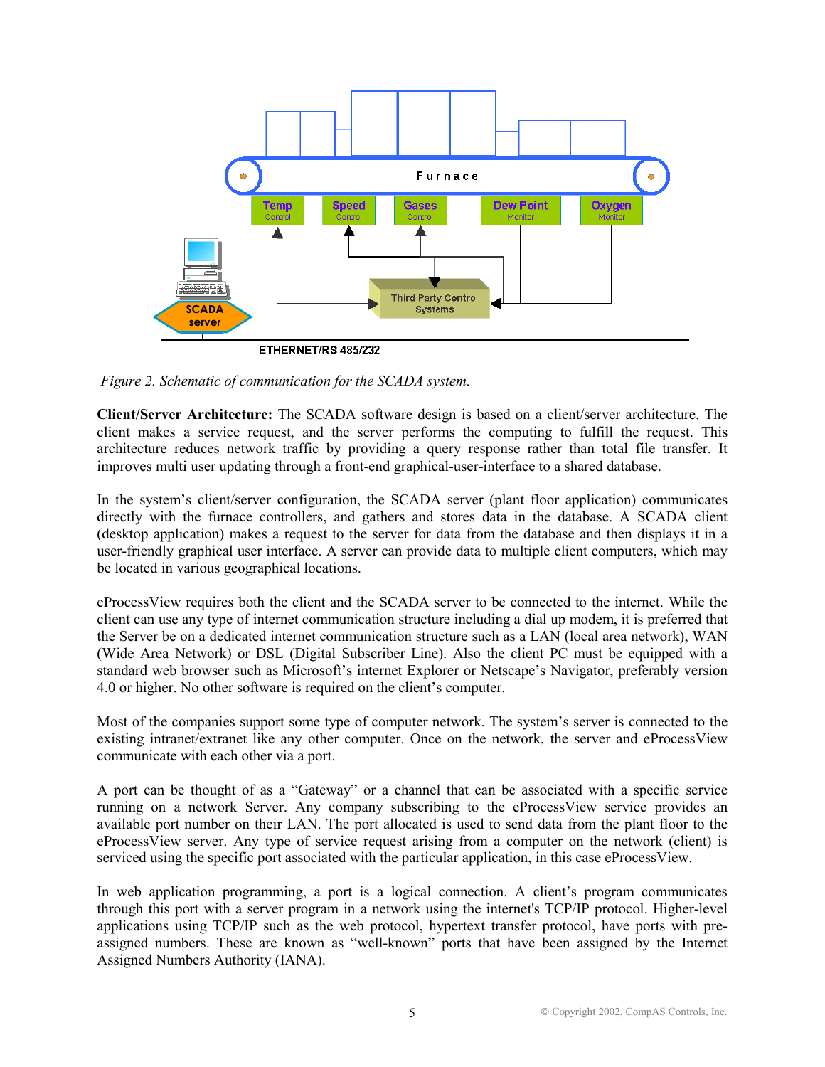*Figure 2. Schematic of communication for the SCADA system.*

**Client/Server Architecture:** The SCADA software design is based on a client/server architecture. The client makes a service request, and the server performs the computing to fulfill the request. This architecture reduces network traffic by providing a query response rather than total file transfer. It improves multi user updating through a front-end graphical-user-interface to a shared database.

In the system's client/server configuration, the SCADA server (plant floor application) communicates directly with the furnace controllers, and gathers and stores data in the database. A SCADA client (desktop application) makes a request to the server for data from the database and then displays it in a user-friendly graphical user interface. A server can provide data to multiple client computers, which may be located in various geographical locations.

eProcessView requires both the client and the SCADA server to be connected to the internet. While the client can use any type of internet communication structure including a dial up modem, it is preferred that the Server be on a dedicated internet communication structure such as a LAN (local area network), WAN (Wide Area Network) or DSL (Digital Subscriber Line). Also the client PC must be equipped with a standard web browser such as Microsoft's internet Explorer or Netscape's Navigator, preferably version 4.0 or higher. No other software is required on the client's computer.

Most of the companies support some type of computer network. The system's server is connected to the existing intranet/extranet like any other computer. Once on the network, the server and eProcessView communicate with each other via a port.

A port can be thought of as a "Gateway" or a channel that can be associated with a specific service running on a network Server. Any company subscribing to the eProcessView service provides an available port number on their LAN. The port allocated is used to send data from the plant floor to the eProcessView server. Any type of service request arising from a computer on the network (client) is serviced using the specific port associated with the particular application, in this case eProcessView.

In web application programming, a port is a logical connection. A client's program communicates through this port with a server program in a network using the internet's TCP/IP protocol. Higher-level applications using TCP/IP such as the web protocol, hypertext transfer protocol, have ports with pre-assigned numbers. These are known as "well-known" ports that have been assigned by the Internet Assigned Numbers Authority (IANA).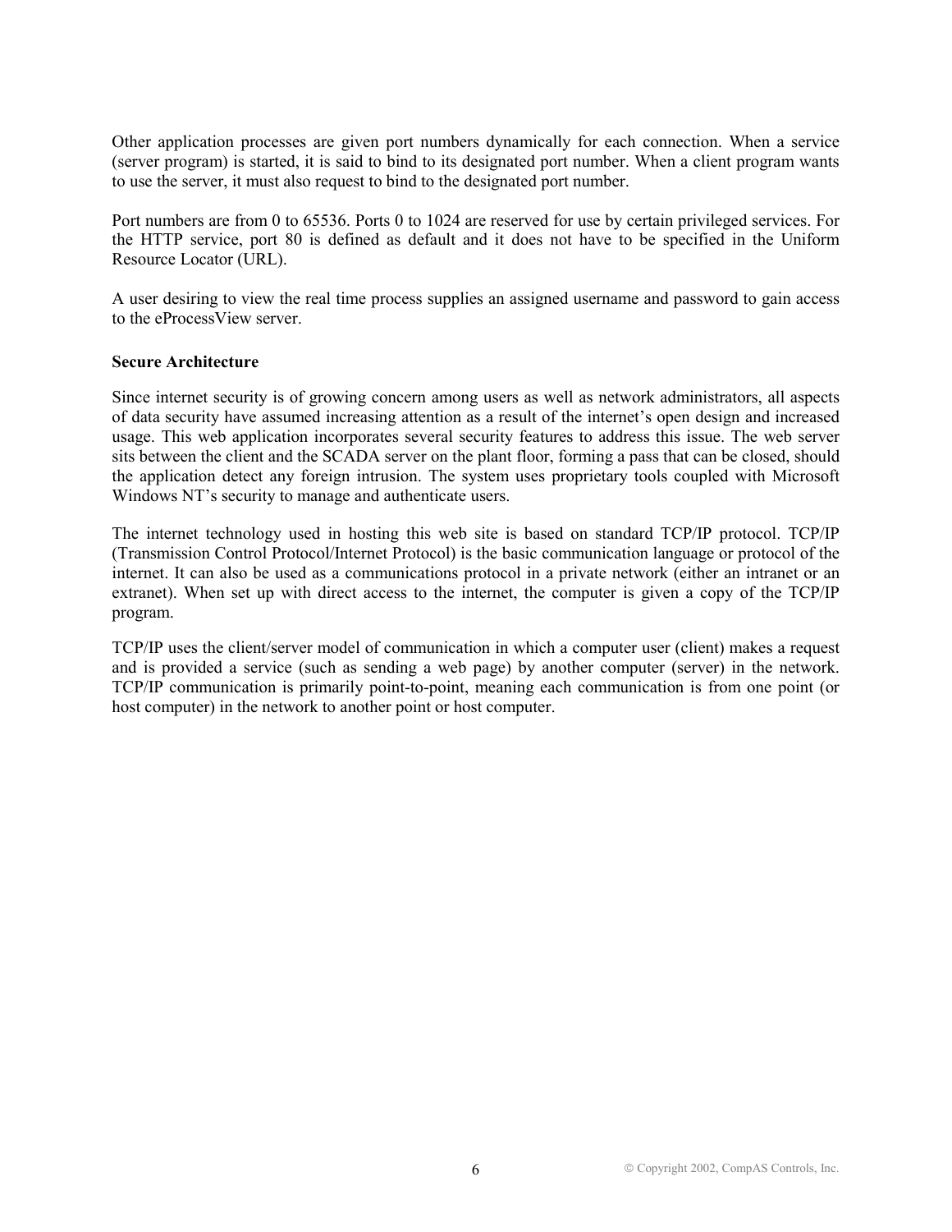Other application processes are given port numbers dynamically for each connection. When a service (server program) is started, it is said to bind to its designated port number. When a client program wants to use the server, it must also request to bind to the designated port number.

Port numbers are from 0 to 65536. Ports 0 to 1024 are reserved for use by certain privileged services. For the HTTP service, port 80 is defined as default and it does not have to be specified in the Uniform Resource Locator (URL).

A user desiring to view the real time process supplies an assigned username and password to gain access to the eProcessView server.

**Secure Architecture**

Since internet security is of growing concern among users as well as network administrators, all aspects of data security have assumed increasing attention as a result of the internet's open design and increased usage. This web application incorporates several security features to address this issue. The web server sits between the client and the SCADA server on the plant floor, forming a pass that can be closed, should the application detect any foreign intrusion. The system uses proprietary tools coupled with Microsoft Windows NT's security to manage and authenticate users.

The internet technology used in hosting this web site is based on standard TCP/IP protocol. TCP/IP (Transmission Control Protocol/Internet Protocol) is the basic communication language or protocol of the internet. It can also be used as a communications protocol in a private network (either an intranet or an extranet). When set up with direct access to the internet, the computer is given a copy of the TCP/IP program.

TCP/IP uses the client/server model of communication in which a computer user (client) makes a request and is provided a service (such as sending a web page) by another computer (server) in the network. TCP/IP communication is primarily point-to-point, meaning each communication is from one point (or host computer) in the network to another point or host computer.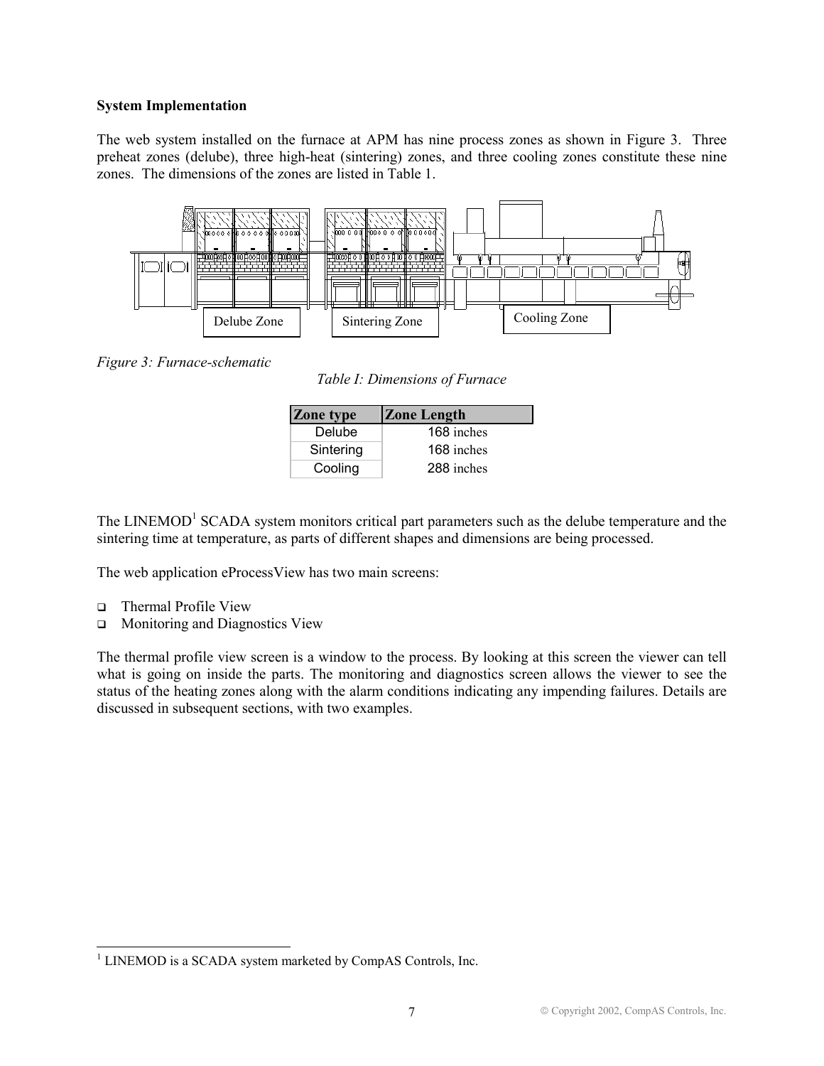**System Implementation**

The web system installed on the furnace at APM has nine process zones as shown in Figure 3. Three preheat zones (delube), three high-heat (sintering) zones, and three cooling zones constitute these nine zones. The dimensions of the zones are listed in Table 1.

Delube Zone Sintering Zone Cooling Zone

*Figure 3: Furnace-schematic*

*Table I: Dimensions of Furnace*

| Zone type | Zone Length |
| --- | --- |
| Delube | 168 inches |
| Sintering | 168 inches |
| Cooling | 288 inches |

The LINEMOD[1] SCADA system monitors critical part parameters such as the delube temperature and the sintering time at temperature, as parts of different shapes and dimensions are being processed.

The web application eProcessView has two main screens:

- Thermal Profile View
- Monitoring and Diagnostics View

The thermal profile view screen is a window to the process. By looking at this screen the viewer can tell what is going on inside the parts. The monitoring and diagnostics screen allows the viewer to see the status of the heating zones along with the alarm conditions indicating any impending failures. Details are discussed in subsequent sections, with two examples.

[1] LINEMOD is a SCADA system marketed by CompAS Controls, Inc.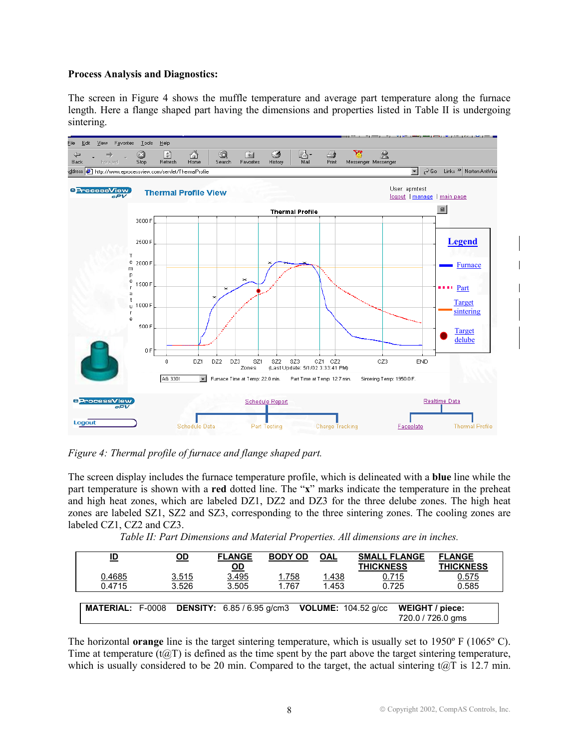**Process Analysis and Diagnostics:**

The screen in Figure 4 shows the muffle temperature and average part temperature along the furnace length. Here a flange shaped part having the dimensions and properties listed in Table II is undergoing sintering.

*Figure 4: Thermal profile of furnace and flange shaped part.*

The screen display includes the furnace temperature profile, which is delineated with a **blue** line while the part temperature is shown with a **red** dotted line. The "**x**" marks indicate the temperature in the preheat and high heat zones, which are labeled DZ1, DZ2 and DZ3 for the three delube zones. The high heat zones are labeled SZ1, SZ2 and SZ3, corresponding to the three sintering zones. The cooling zones are labeled CZ1, CZ2 and CZ3.

*Table II: Part Dimensions and Material Properties. All dimensions are in inches.*

| ID | OD | FLANGE OD | BODY OD | OAL | SMALL FLANGE THICKNESS | FLANGE THICKNESS |
|---|---|---|---|---|---|---|
| 0.4685 | 3.515 | 3.495 | 1.758 | 1.438 | 0.715 | 0.575 |
| 0.4715 | 3.526 | 3.505 | 1.767 | 1.453 | 0.725 | 0.585 |

| MATERIAL: | DENSITY: | VOLUME: | WEIGHT / piece: |
|---|---|---|---|
| F-0008 | 6.85 / 6.95 g/cm3 | 104.52 g/cc | 720.0 / 726.0 gms |

The horizontal **orange** line is the target sintering temperature, which is usually set to 1950º F (1065º C). Time at temperature (t@T) is defined as the time spent by the part above the target sintering temperature, which is usually considered to be 20 min. Compared to the target, the actual sintering t@T is 12.7 min.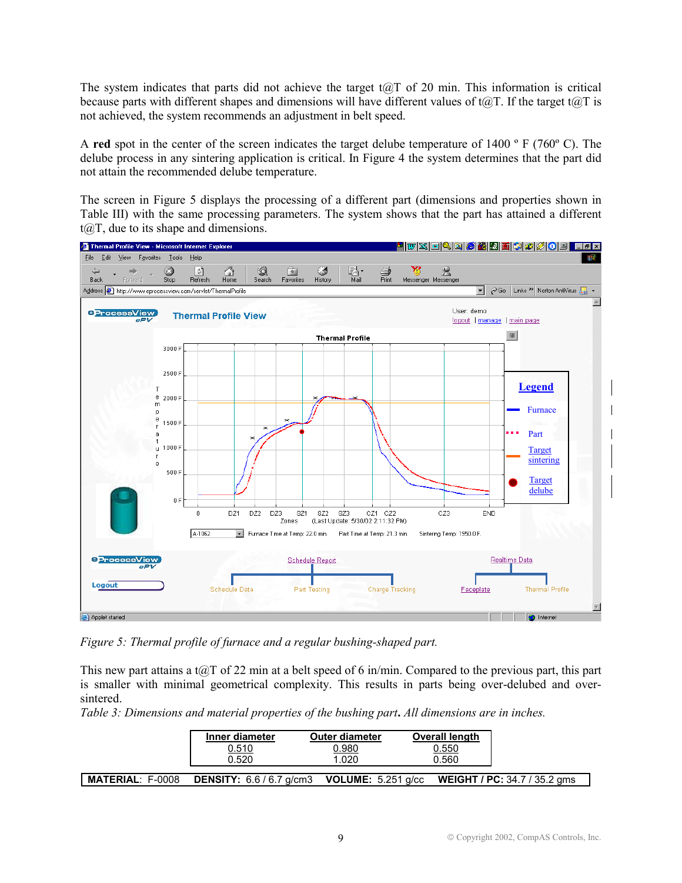The system indicates that parts did not achieve the target t@T of 20 min. This information is critical because parts with different shapes and dimensions will have different values of t@T. If the target t@T is not achieved, the system recommends an adjustment in belt speed.

A **red** spot in the center of the screen indicates the target delube temperature of 1400 º F (760º C). The delube process in any sintering application is critical. In Figure 4 the system determines that the part did not attain the recommended delube temperature.

The screen in Figure 5 displays the processing of a different part (dimensions and properties shown in Table III) with the same processing parameters. The system shows that the part has attained a different t@T, due to its shape and dimensions.

*Figure 5: Thermal profile of furnace and a regular bushing-shaped part.*

This new part attains a t@T of 22 min at a belt speed of 6 in/min. Compared to the previous part, this part is smaller with minimal geometrical complexity. This results in parts being over-delubed and over-sintered.

*Table 3: Dimensions and material properties of the bushing part. All dimensions are in inches.*

| Inner diameter | Outer diameter | Overall length |
|---|---|---|
| 0.510 | 0.980 | 0.550 |
| 0.520 | 1.020 | 0.560 |

**MATERIAL**: F-0008 **DENSITY:** 6.6 / 6.7 g/cm3 **VOLUME:** 5.251 g/cc **WEIGHT / PC:** 34.7 / 35.2 gms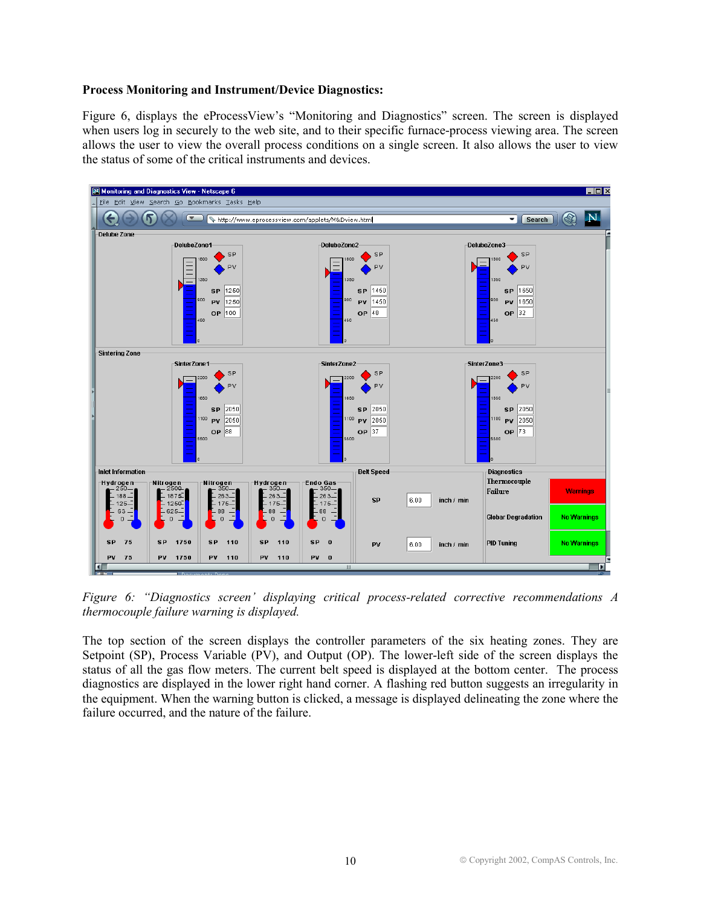**Process Monitoring and Instrument/Device Diagnostics:**

Figure 6, displays the eProcessView's "Monitoring and Diagnostics" screen. The screen is displayed when users log in securely to the web site, and to their specific furnace-process viewing area. The screen allows the user to view the overall process conditions on a single screen. It also allows the user to view the status of some of the critical instruments and devices.

*Figure 6: "Diagnostics screen' displaying critical process-related corrective recommendations A thermocouple failure warning is displayed.*

The top section of the screen displays the controller parameters of the six heating zones. They are Setpoint (SP), Process Variable (PV), and Output (OP). The lower-left side of the screen displays the status of all the gas flow meters. The current belt speed is displayed at the bottom center. The process diagnostics are displayed in the lower right hand corner. A flashing red button suggests an irregularity in the equipment. When the warning button is clicked, a message is displayed delineating the zone where the failure occurred, and the nature of the failure.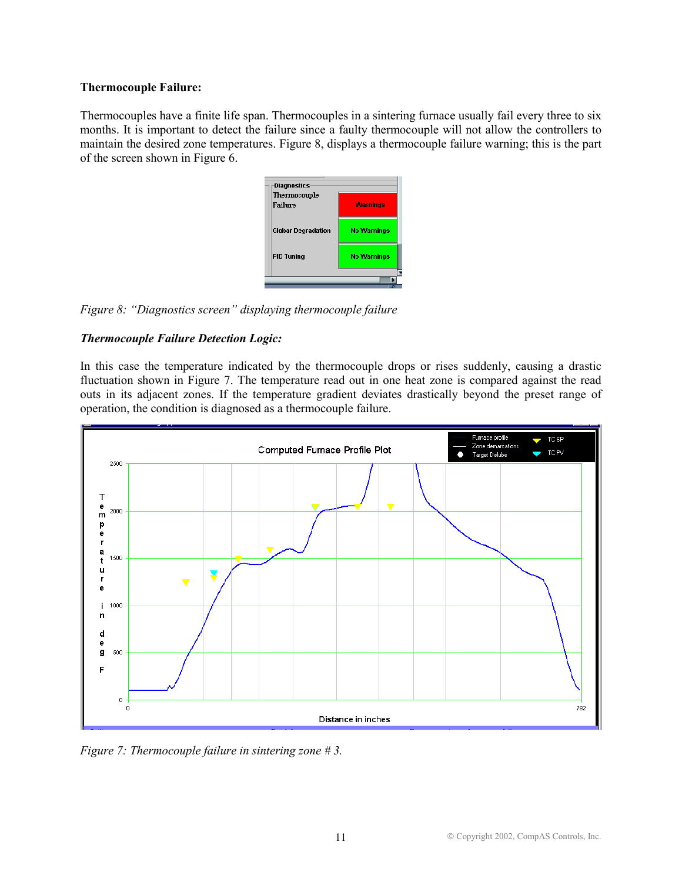**Thermocouple Failure:**

Thermocouples have a finite life span. Thermocouples in a sintering furnace usually fail every three to six months. It is important to detect the failure since a faulty thermocouple will not allow the controllers to maintain the desired zone temperatures. Figure 8, displays a thermocouple failure warning; this is the part of the screen shown in Figure 6.

*Figure 8: "Diagnostics screen" displaying thermocouple failure*

***Thermocouple Failure Detection Logic:***

In this case the temperature indicated by the thermocouple drops or rises suddenly, causing a drastic fluctuation shown in Figure 7. The temperature read out in one heat zone is compared against the read outs in its adjacent zones. If the temperature gradient deviates drastically beyond the preset range of operation, the condition is diagnosed as a thermocouple failure.

*Figure 7: Thermocouple failure in sintering zone # 3.*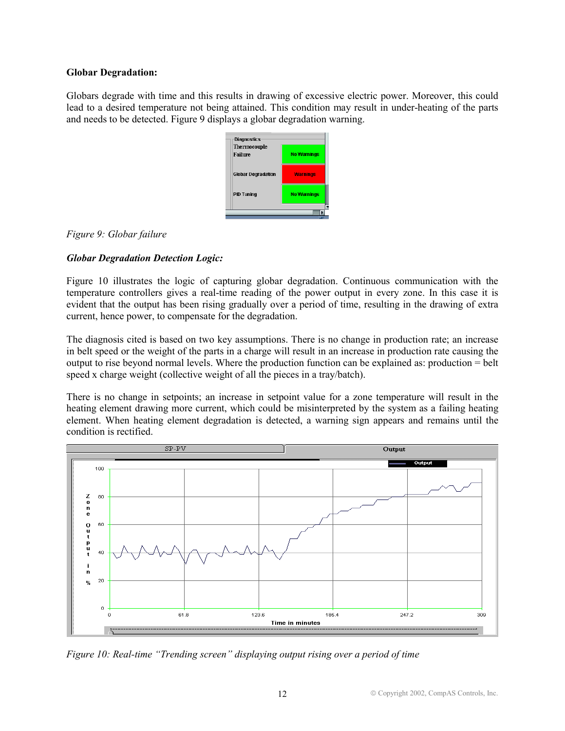**Globar Degradation:**

Globars degrade with time and this results in drawing of excessive electric power. Moreover, this could lead to a desired temperature not being attained. This condition may result in under-heating of the parts and needs to be detected. Figure 9 displays a globar degradation warning.

*Figure 9: Globar failure*

***Globar Degradation Detection Logic:***

Figure 10 illustrates the logic of capturing globar degradation. Continuous communication with the temperature controllers gives a real-time reading of the power output in every zone. In this case it is evident that the output has been rising gradually over a period of time, resulting in the drawing of extra current, hence power, to compensate for the degradation.

The diagnosis cited is based on two key assumptions. There is no change in production rate; an increase in belt speed or the weight of the parts in a charge will result in an increase in production rate causing the output to rise beyond normal levels. Where the production function can be explained as: production = belt speed x charge weight (collective weight of all the pieces in a tray/batch).

There is no change in setpoints; an increase in setpoint value for a zone temperature will result in the heating element drawing more current, which could be misinterpreted by the system as a failing heating element. When heating element degradation is detected, a warning sign appears and remains until the condition is rectified.

*Figure 10: Real-time "Trending screen" displaying output rising over a period of time*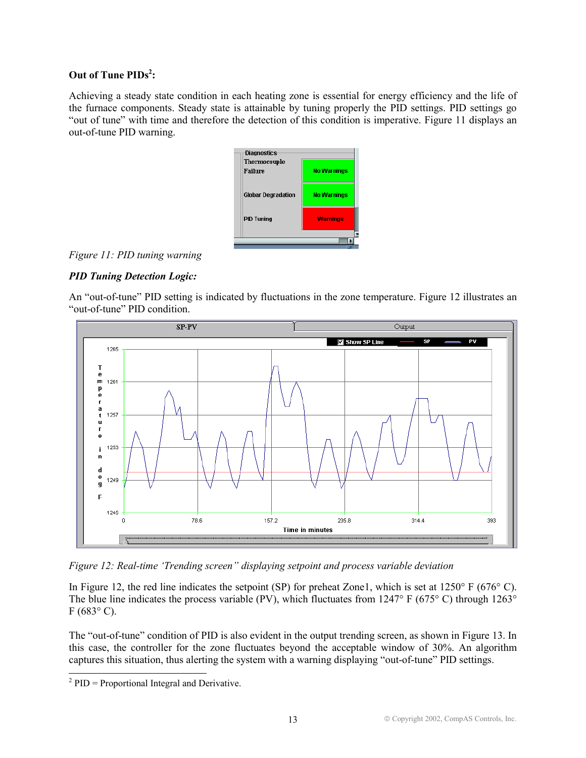**Out of Tune PIDs[2]:**

Achieving a steady state condition in each heating zone is essential for energy efficiency and the life of the furnace components. Steady state is attainable by tuning properly the PID settings. PID settings go "out of tune" with time and therefore the detection of this condition is imperative. Figure 11 displays an out-of-tune PID warning.

*Figure 11: PID tuning warning*

***PID Tuning Detection Logic:***

An "out-of-tune" PID setting is indicated by fluctuations in the zone temperature. Figure 12 illustrates an "out-of-tune" PID condition.

*Figure 12: Real-time 'Trending screen" displaying setpoint and process variable deviation*

In Figure 12, the red line indicates the setpoint (SP) for preheat Zone1, which is set at 1250° F (676° C). The blue line indicates the process variable (PV), which fluctuates from 1247° F (675° C) through 1263° F (683° C).

The "out-of-tune" condition of PID is also evident in the output trending screen, as shown in Figure 13. In this case, the controller for the zone fluctuates beyond the acceptable window of 30%. An algorithm captures this situation, thus alerting the system with a warning displaying "out-of-tune" PID settings.

---

[2] PID = Proportional Integral and Derivative.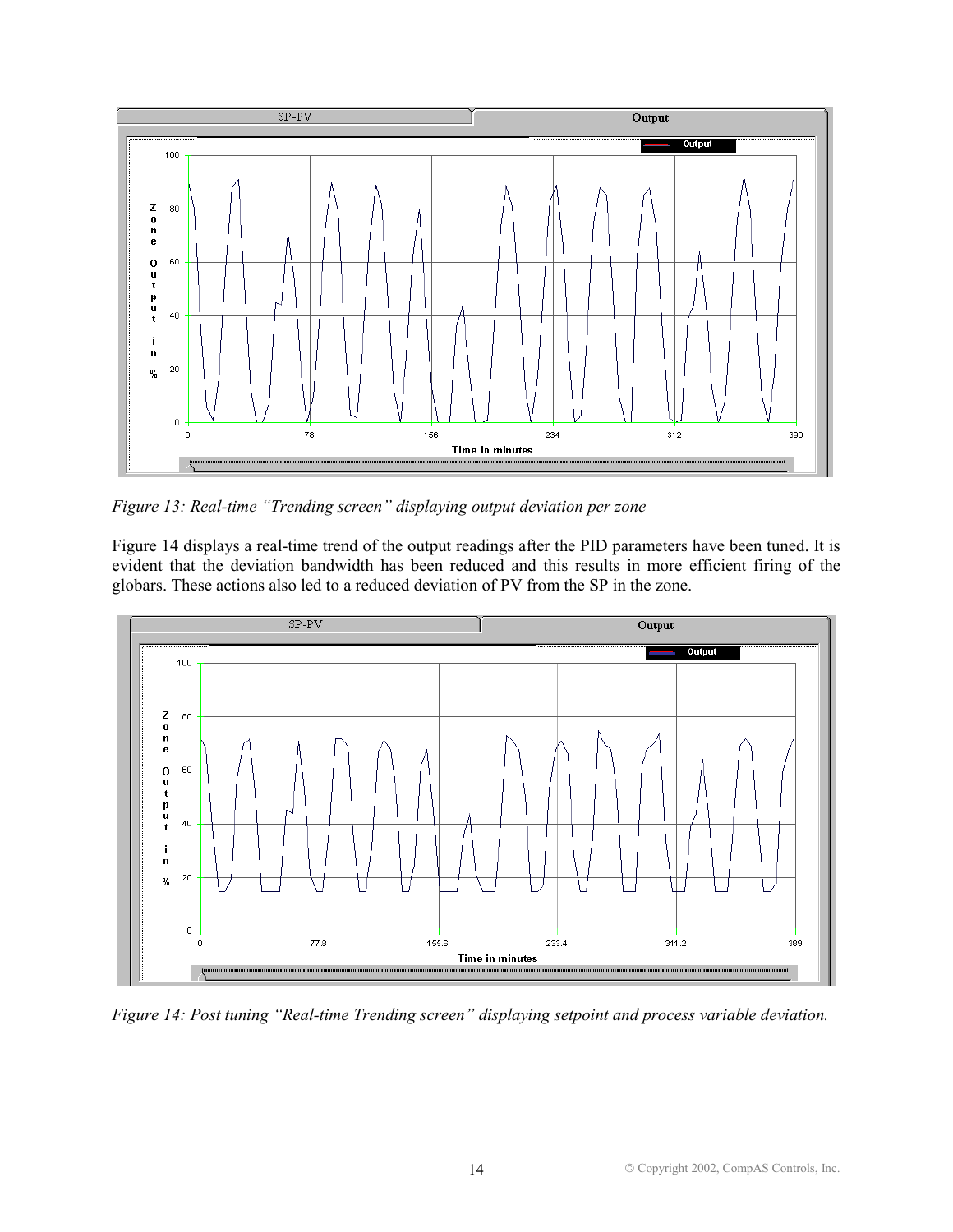*Figure 13: Real-time "Trending screen" displaying output deviation per zone*

Figure 14 displays a real-time trend of the output readings after the PID parameters have been tuned. It is evident that the deviation bandwidth has been reduced and this results in more efficient firing of the globars. These actions also led to a reduced deviation of PV from the SP in the zone.

*Figure 14: Post tuning "Real-time Trending screen" displaying setpoint and process variable deviation.*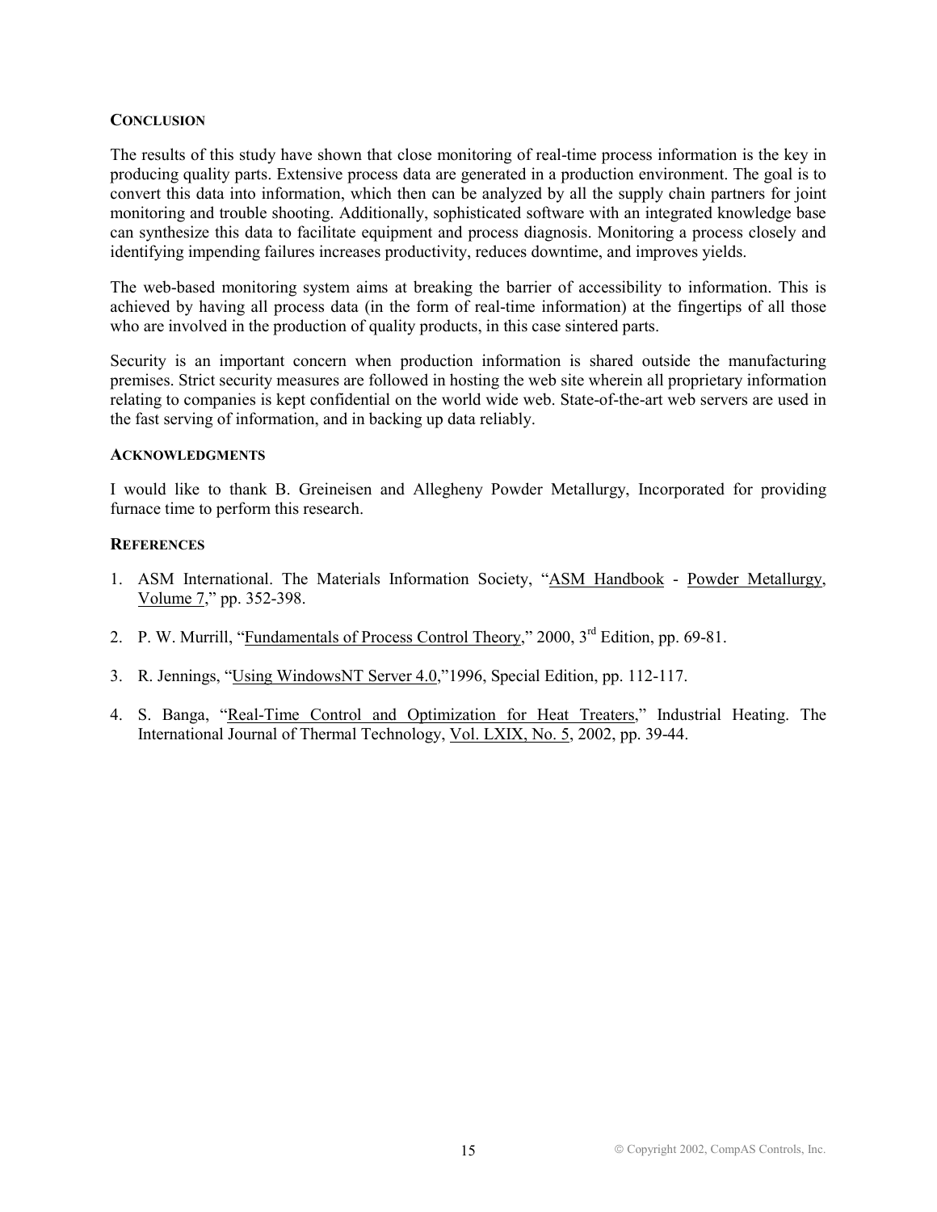## CONCLUSION

The results of this study have shown that close monitoring of real-time process information is the key in producing quality parts. Extensive process data are generated in a production environment. The goal is to convert this data into information, which then can be analyzed by all the supply chain partners for joint monitoring and trouble shooting. Additionally, sophisticated software with an integrated knowledge base can synthesize this data to facilitate equipment and process diagnosis. Monitoring a process closely and identifying impending failures increases productivity, reduces downtime, and improves yields.

The web-based monitoring system aims at breaking the barrier of accessibility to information. This is achieved by having all process data (in the form of real-time information) at the fingertips of all those who are involved in the production of quality products, in this case sintered parts.

Security is an important concern when production information is shared outside the manufacturing premises. Strict security measures are followed in hosting the web site wherein all proprietary information relating to companies is kept confidential on the world wide web. State-of-the-art web servers are used in the fast serving of information, and in backing up data reliably.

### ACKNOWLEDGMENTS

I would like to thank B. Greineisen and Allegheny Powder Metallurgy, Incorporated for providing furnace time to perform this research.

### REFERENCES

1. ASM International. The Materials Information Society, "ASM Handbook - Powder Metallurgy, Volume 7," pp. 352-398.

2. P. W. Murrill, "Fundamentals of Process Control Theory," 2000, 3rd Edition, pp. 69-81.

3. R. Jennings, "Using WindowsNT Server 4.0,"1996, Special Edition, pp. 112-117.

4. S. Banga, "Real-Time Control and Optimization for Heat Treaters," Industrial Heating. The International Journal of Thermal Technology, Vol. LXIX, No. 5, 2002, pp. 39-44.

© Copyright 2002, CompAS Controls, Inc.